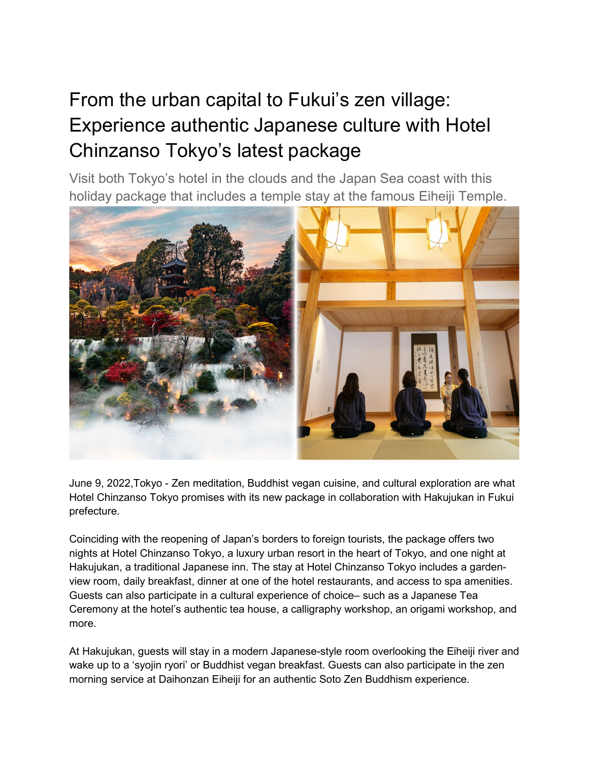# From the urban capital to Fukui's zen village: Experience authentic Japanese culture with Hotel Chinzanso Tokyo's latest package

Visit both Tokyo's hotel in the clouds and the Japan Sea coast with this holiday package that includes a temple stay at the famous Eiheiji Temple.

June 9, 2022,Tokyo - Zen meditation, Buddhist vegan cuisine, and cultural exploration are what Hotel Chinzanso Tokyo promises with its new package in collaboration with Hakujukan in Fukui prefecture.

Coinciding with the reopening of Japan's borders to foreign tourists, the package offers two nights at Hotel Chinzanso Tokyo, a luxury urban resort in the heart of Tokyo, and one night at Hakujukan, a traditional Japanese inn. The stay at Hotel Chinzanso Tokyo includes a garden-view room, daily breakfast, dinner at one of the hotel restaurants, and access to spa amenities. Guests can also participate in a cultural experience of choice– such as a Japanese Tea Ceremony at the hotel's authentic tea house, a calligraphy workshop, an origami workshop, and more.

At Hakujukan, guests will stay in a modern Japanese-style room overlooking the Eiheiji river and wake up to a 'syojin ryori' or Buddhist vegan breakfast. Guests can also participate in the zen morning service at Daihonzan Eiheiji for an authentic Soto Zen Buddhism experience.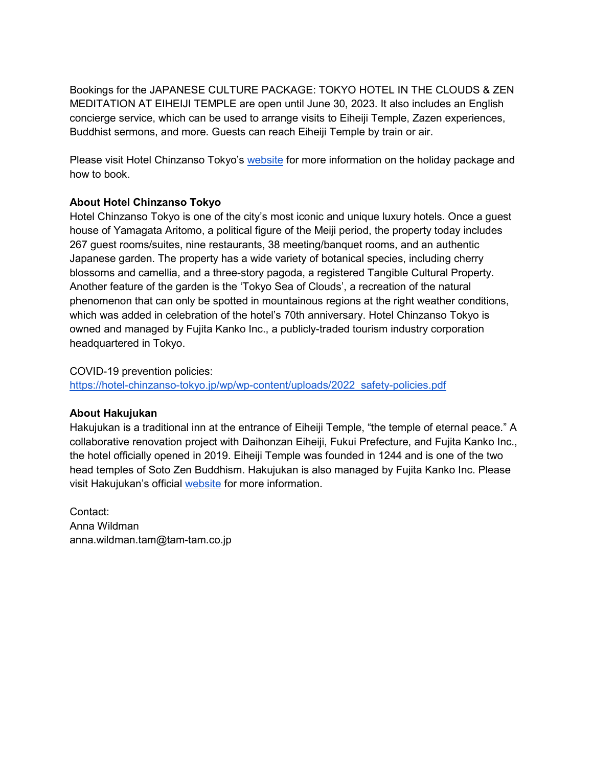Bookings for the JAPANESE CULTURE PACKAGE: TOKYO HOTEL IN THE CLOUDS & ZEN MEDITATION AT EIHEIJI TEMPLE are open until June 30, 2023. It also includes an English concierge service, which can be used to arrange visits to Eiheiji Temple, Zazen experiences, Buddhist sermons, and more. Guests can reach Eiheiji Temple by train or air.

Please visit Hotel Chinzanso Tokyo's website for more information on the holiday package and how to book.

**About Hotel Chinzanso Tokyo**
Hotel Chinzanso Tokyo is one of the city's most iconic and unique luxury hotels. Once a guest house of Yamagata Aritomo, a political figure of the Meiji period, the property today includes 267 guest rooms/suites, nine restaurants, 38 meeting/banquet rooms, and an authentic Japanese garden. The property has a wide variety of botanical species, including cherry blossoms and camellia, and a three-story pagoda, a registered Tangible Cultural Property. Another feature of the garden is the 'Tokyo Sea of Clouds', a recreation of the natural phenomenon that can only be spotted in mountainous regions at the right weather conditions, which was added in celebration of the hotel's 70th anniversary. Hotel Chinzanso Tokyo is owned and managed by Fujita Kanko Inc., a publicly-traded tourism industry corporation headquartered in Tokyo.

COVID-19 prevention policies:
https://hotel-chinzanso-tokyo.jp/wp/wp-content/uploads/2022_safety-policies.pdf

**About Hakujukan**
Hakujukan is a traditional inn at the entrance of Eiheiji Temple, "the temple of eternal peace." A collaborative renovation project with Daihonzan Eiheiji, Fukui Prefecture, and Fujita Kanko Inc., the hotel officially opened in 2019. Eiheiji Temple was founded in 1244 and is one of the two head temples of Soto Zen Buddhism. Hakujukan is also managed by Fujita Kanko Inc. Please visit Hakujukan's official website for more information.

Contact:
Anna Wildman
anna.wildman.tam@tam-tam.co.jp